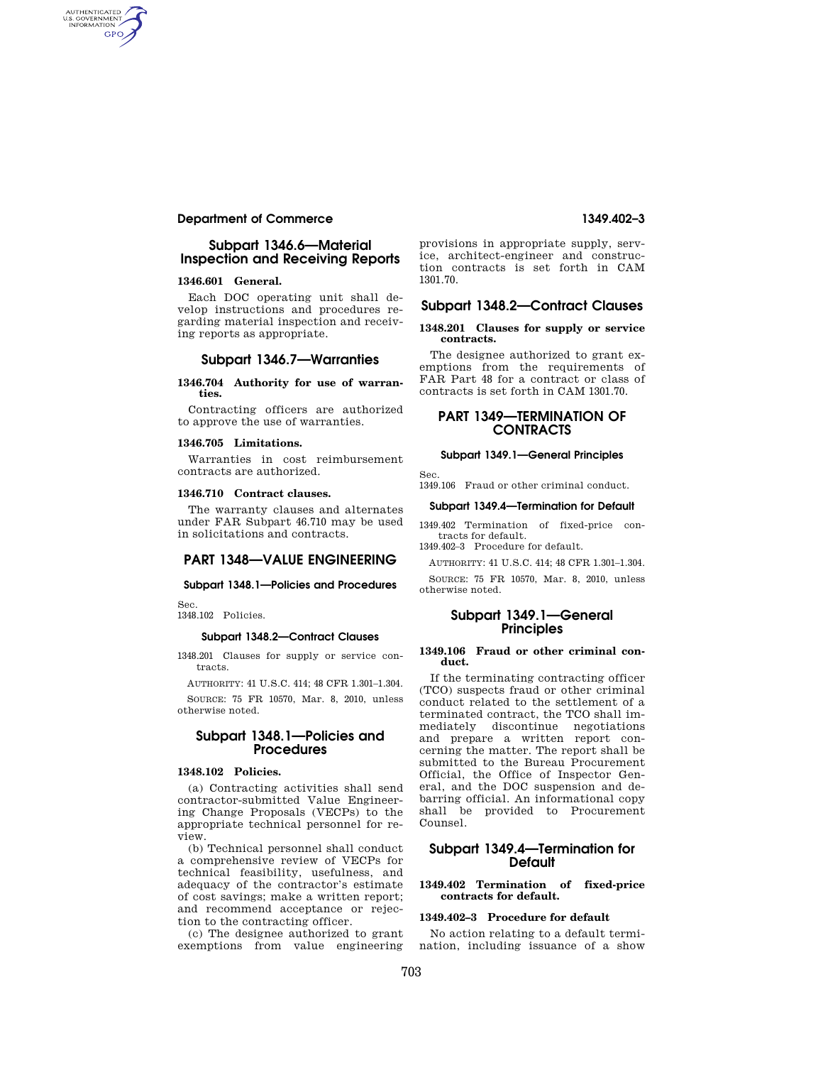## Subpart 1346.6—Material Inspection and Receiving Reports

### 1346.601 General.

Each DOC operating unit shall develop instructions and procedures regarding material inspection and receiving reports as appropriate.

## Subpart 1346.7—Warranties

### 1346.704 Authority for use of warranties.

Contracting officers are authorized to approve the use of warranties.

### 1346.705 Limitations.

Warranties in cost reimbursement contracts are authorized.

### 1346.710 Contract clauses.

The warranty clauses and alternates under FAR Subpart 46.710 may be used in solicitations and contracts.

# PART 1348—VALUE ENGINEERING

#### Subpart 1348.1—Policies and Procedures

Sec.
1348.102 Policies.

#### Subpart 1348.2—Contract Clauses

1348.201 Clauses for supply or service contracts.

AUTHORITY: 41 U.S.C. 414; 48 CFR 1.301–1.304.

SOURCE: 75 FR 10570, Mar. 8, 2010, unless otherwise noted.

## Subpart 1348.1—Policies and Procedures

### 1348.102 Policies.

(a) Contracting activities shall send contractor-submitted Value Engineering Change Proposals (VECPs) to the appropriate technical personnel for review.

(b) Technical personnel shall conduct a comprehensive review of VECPs for technical feasibility, usefulness, and adequacy of the contractor's estimate of cost savings; make a written report; and recommend acceptance or rejection to the contracting officer.

(c) The designee authorized to grant exemptions from value engineering provisions in appropriate supply, service, architect-engineer and construction contracts is set forth in CAM 1301.70.

## Subpart 1348.2—Contract Clauses

### 1348.201 Clauses for supply or service contracts.

The designee authorized to grant exemptions from the requirements of FAR Part 48 for a contract or class of contracts is set forth in CAM 1301.70.

# PART 1349—TERMINATION OF CONTRACTS

#### Subpart 1349.1—General Principles

Sec.
1349.106 Fraud or other criminal conduct.

#### Subpart 1349.4—Termination for Default

1349.402 Termination of fixed-price contracts for default.
1349.402–3 Procedure for default.

AUTHORITY: 41 U.S.C. 414; 48 CFR 1.301–1.304.

SOURCE: 75 FR 10570, Mar. 8, 2010, unless otherwise noted.

## Subpart 1349.1—General Principles

### 1349.106 Fraud or other criminal conduct.

If the terminating contracting officer (TCO) suspects fraud or other criminal conduct related to the settlement of a terminated contract, the TCO shall immediately discontinue negotiations and prepare a written report concerning the matter. The report shall be submitted to the Bureau Procurement Official, the Office of Inspector General, and the DOC suspension and debarring official. An informational copy shall be provided to Procurement Counsel.

## Subpart 1349.4—Termination for Default

### 1349.402 Termination of fixed-price contracts for default.

### 1349.402–3 Procedure for default

No action relating to a default termination, including issuance of a show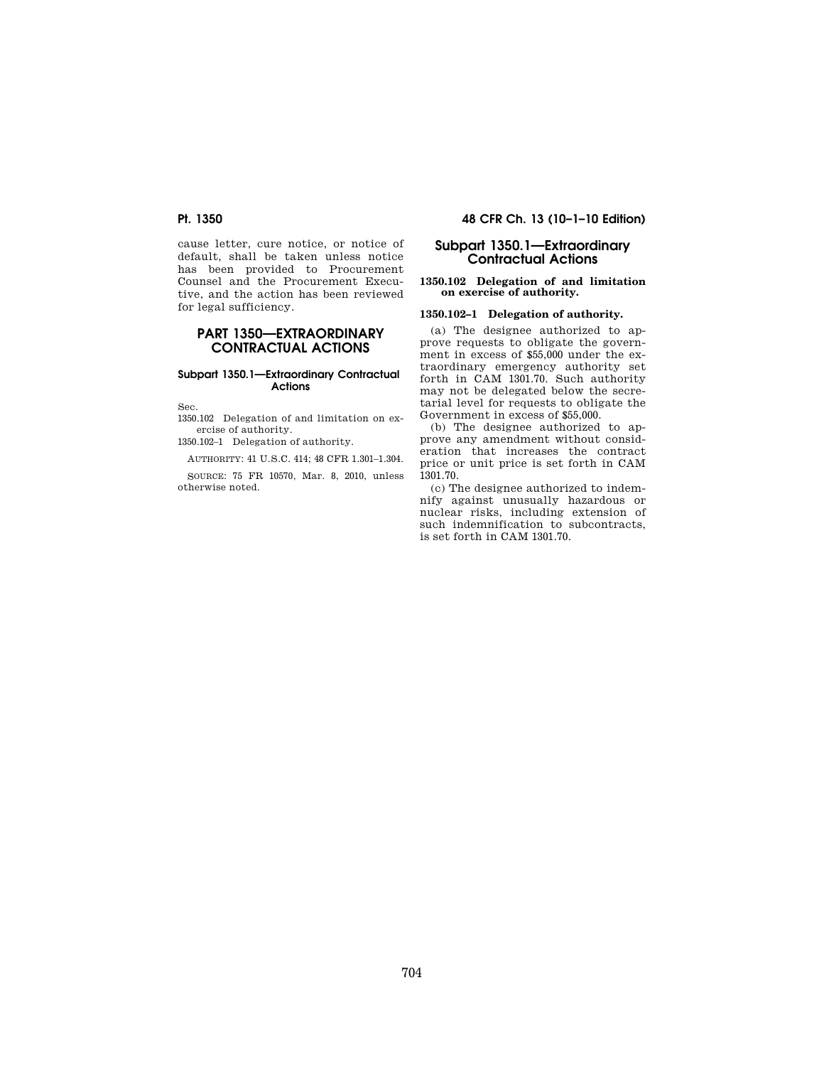cause letter, cure notice, or notice of default, shall be taken unless notice has been provided to Procurement Counsel and the Procurement Executive, and the action has been reviewed for legal sufficiency.

# PART 1350—EXTRAORDINARY CONTRACTUAL ACTIONS

### Subpart 1350.1—Extraordinary Contractual Actions

Sec.

1350.102 Delegation of and limitation on exercise of authority.

1350.102–1 Delegation of authority.

AUTHORITY: 41 U.S.C. 414; 48 CFR 1.301–1.304.

SOURCE: 75 FR 10570, Mar. 8, 2010, unless otherwise noted.

## Subpart 1350.1—Extraordinary Contractual Actions

### 1350.102 Delegation of and limitation on exercise of authority.

### 1350.102–1 Delegation of authority.

(a) The designee authorized to approve requests to obligate the government in excess of $55,000 under the extraordinary emergency authority set forth in CAM 1301.70. Such authority may not be delegated below the secretarial level for requests to obligate the Government in excess of $55,000.

(b) The designee authorized to approve any amendment without consideration that increases the contract price or unit price is set forth in CAM 1301.70.

(c) The designee authorized to indemnify against unusually hazardous or nuclear risks, including extension of such indemnification to subcontracts, is set forth in CAM 1301.70.